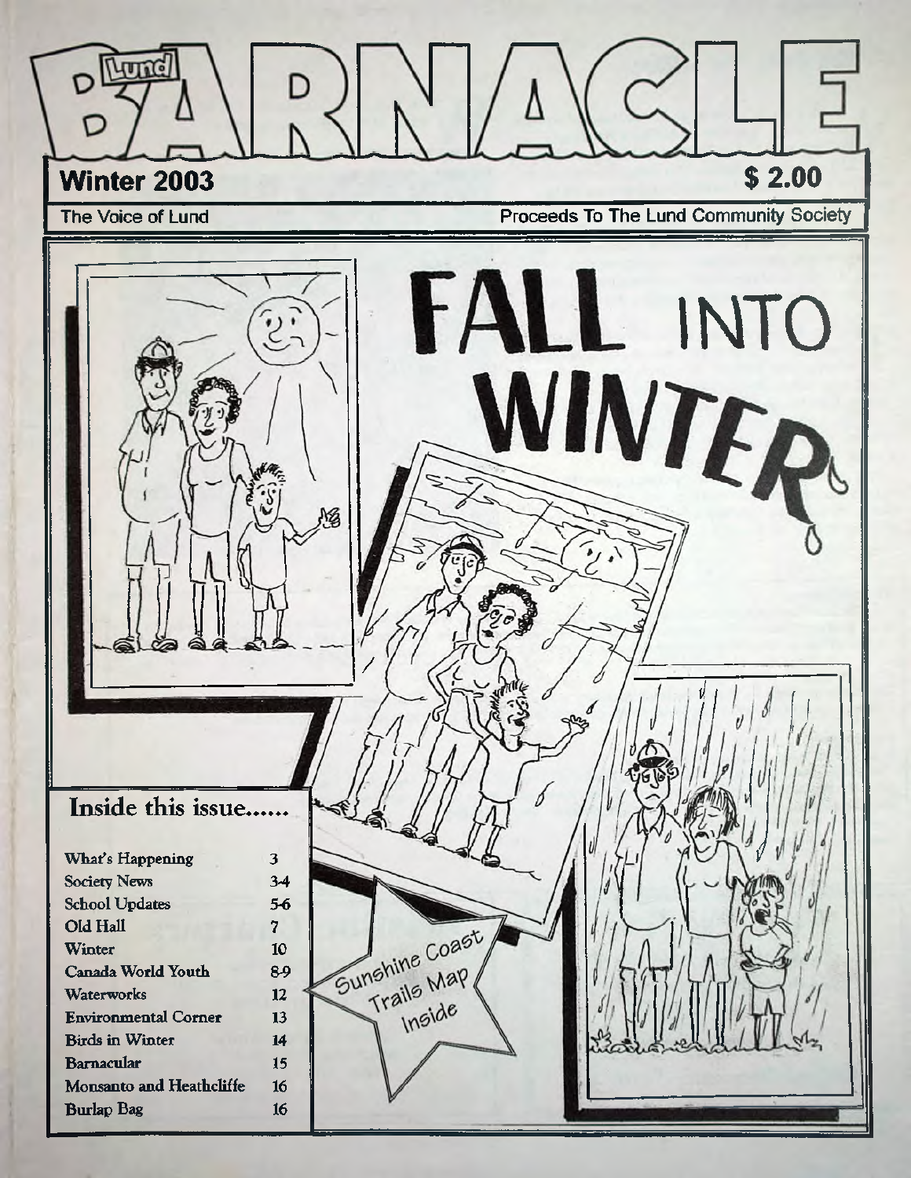# Lund BARNACLE

**Winter 2003** | **$ 2.00**

The Voice of Lund | Proceeds To The Lund Community Society

# FALL INTO WINTER

Sunshine Coast Trails Map Inside

## Inside this issue......

| | |
|---|---|
| What's Happening | 3 |
| Society News | 3-4 |
| School Updates | 5-6 |
| Old Hall | 7 |
| Winter | 10 |
| Canada World Youth | 8-9 |
| Waterworks | 12 |
| Environmental Corner | 13 |
| Birds in Winter | 14 |
| Barnacular | 15 |
| Monsanto and Heathcliffe | 16 |
| Burlap Bag | 16 |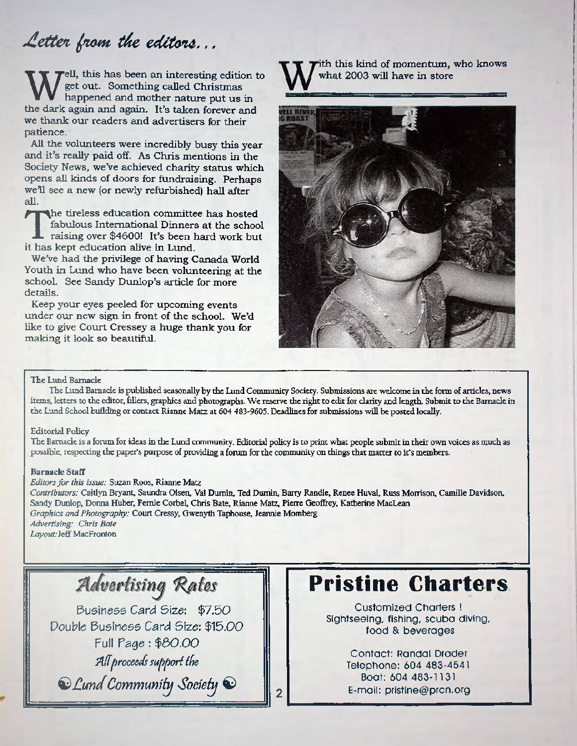## *Letter from the editors...*

Well, this has been an interesting edition to get out. Something called Christmas happened and mother nature put us in the dark again and again. It's taken forever and we thank our readers and advertisers for their patience.

All the volunteers were incredibly busy this year and it's really paid off. As Chris mentions in the Society News, we've achieved charity status which opens all kinds of doors for fundraising. Perhaps we'll see a new (or newly refurbished) hall after all.

The tireless education committee has hosted fabulous International Dinners at the school raising over $4600! It's been hard work but it has kept education alive in Lund.

We've had the privilege of having Canada World Youth in Lund who have been volunteering at the school. See Sandy Dunlop's article for more details.

Keep your eyes peeled for upcoming events under our new sign in front of the school. We'd like to give Court Cressey a huge thank you for making it look so beautiful.

With this kind of momentum, who knows what 2003 will have in store

---

**The Lund Barnacle**

The Lund Barnacle is published seasonally by the Lund Community Society. Submissions are welcome in the form of articles, news items, letters to the editor, fillers, graphics and photographs. We reserve the right to edit for clarity and length. Submit to the Barnacle in the Lund School building or contact Rianne Matz at 604 483-9605. Deadlines for submissions will be posted locally.

**Editorial Policy**

The Barnacle is a forum for ideas in the Lund community. Editorial policy is to print what people submit in their own voices as much as possible, respecting the paper's purpose of providing a forum for the community on things that matter to it's members.

**Barnacle Staff**

*Editors for this issue:* Suzan Roos, Rianne Matz
*Contributors:* Caitlyn Bryant, Saundra Olsen, Val Durnin, Ted Durnin, Barry Randle, Renee Huval, Russ Morrison, Camille Davidson, Sandy Dunlop, Donna Huber, Fernie Corbel, Chris Bate, Rianne Matz, Pierre Geoffrey, Katherine MacLean
*Graphics and Photography:* Court Cressy, Gwenyth Taphouse, Jeannie Momberg
*Advertising:* Chris Bate
*Layout:* Jeff MacFronton

---

## *Advertising Rates*

Business Card Size: $7.50
Double Business Card Size: $15.00
Full Page : $80.00
*All proceeds support the*
*Lund Community Society*

---

## Pristine Charters

Customized Charters !
Sightseeing, fishing, scuba diving, food & beverages

Contact: Randal Drader
Telephone: 604 483-4541
Boat: 604 483-1131
E-mail: pristine@prcn.org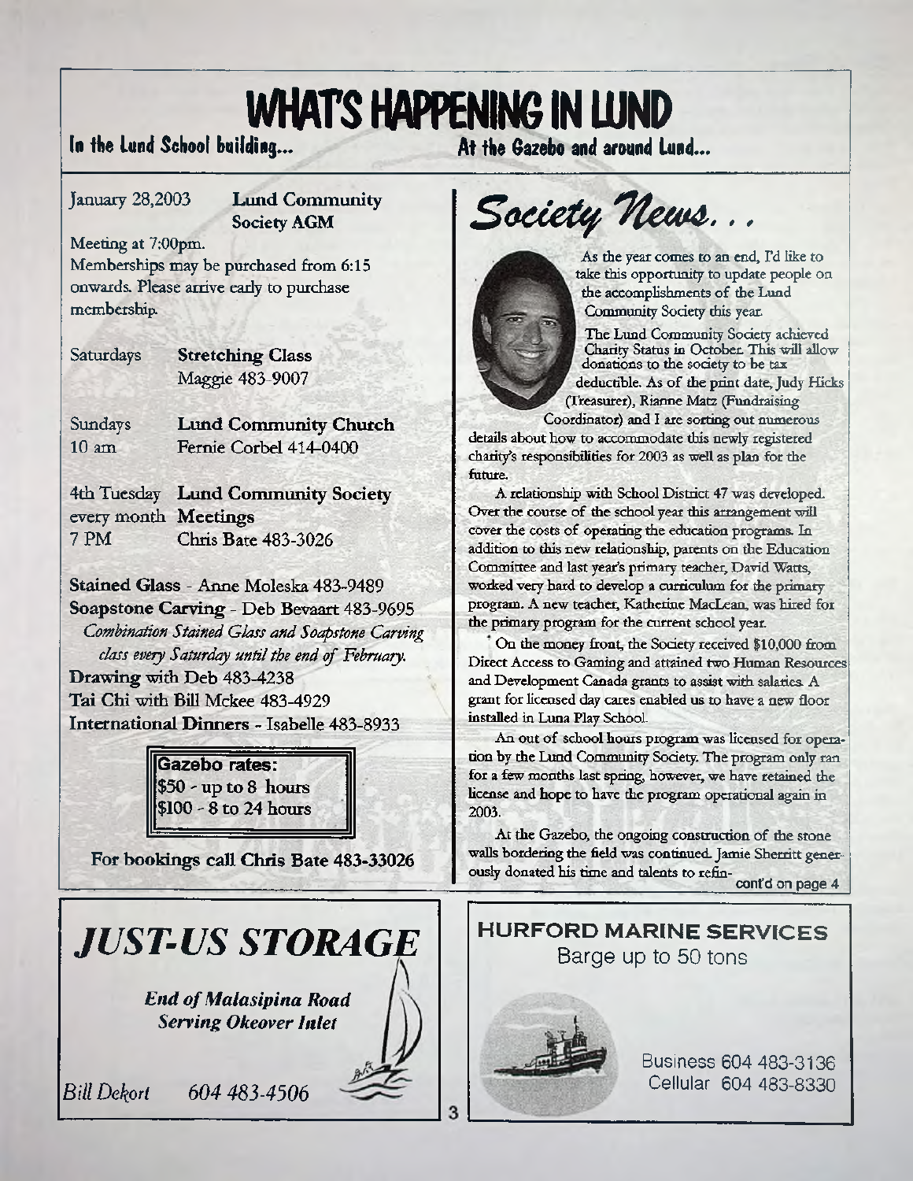# WHAT'S HAPPENING IN LUND

**In the Lund School building...**

January 28,2003 — **Lund Community Society AGM**

Meeting at 7:00pm.
Memberships may be purchased from 6:15 onwards. Please arrive early to purchase membership.

Saturdays — **Stretching Class**
Maggie 483-9007

Sundays 10 am — **Lund Community Church**
Fernie Corbel 414-0400

4th Tuesday every month 7 PM — **Lund Community Society Meetings**
Chris Bate 483-3026

**Stained Glass** - Anne Moleska 483-9489
**Soapstone Carving** - Deb Bevaart 483-9695
*Combination Stained Glass and Soapstone Carving class every Saturday until the end of February.*
**Drawing** with Deb 483-4238
**Tai Chi** with Bill Mckee 483-4929
**International Dinners** - Isabelle 483-8933

**Gazebo rates:**
$50 - up to 8 hours
$100 - 8 to 24 hours

**For bookings call Chris Bate 483-33026**

**At the Gazebo and around Lund...**

## *Society News...*

As the year comes to an end, I'd like to take this opportunity to update people on the accomplishments of the Lund Community Society this year.

The Lund Community Society achieved Charity Status in October. This will allow donations to the society to be tax deductible. As of the print date, Judy Hicks (Treasurer), Rianne Matz (Fundraising Coordinator) and I are sorting out numerous details about how to accommodate this newly registered charity's responsibilities for 2003 as well as plan for the future.

A relationship with School District 47 was developed. Over the course of the school year this arrangement will cover the costs of operating the education programs. In addition to this new relationship, parents on the Education Committee and last year's primary teacher, David Watts, worked very hard to develop a curriculum for the primary program. A new teacher, Katherine MacLean, was hired for the primary program for the current school year.

On the money front, the Society received $10,000 from Direct Access to Gaming and attained two Human Resources and Development Canada grants to assist with salaries. A grant for licensed day cares enabled us to have a new floor installed in Luna Play School.

An out of school hours program was licensed for operation by the Lund Community Society. The program only ran for a few months last spring, however, we have retained the license and hope to have the program operational again in 2003.

At the Gazebo, the ongoing construction of the stone walls bordering the field was continued. Jamie Sherritt generously donated his time and talents to refin- cont'd on page 4

---

## *JUST-US STORAGE*

*End of Malasipina Road*
*Serving Okeover Inlet*

*Bill Dekort 604 483-4506*

---

**HURFORD MARINE SERVICES**
Barge up to 50 tons

Business 604 483-3136
Cellular 604 483-8330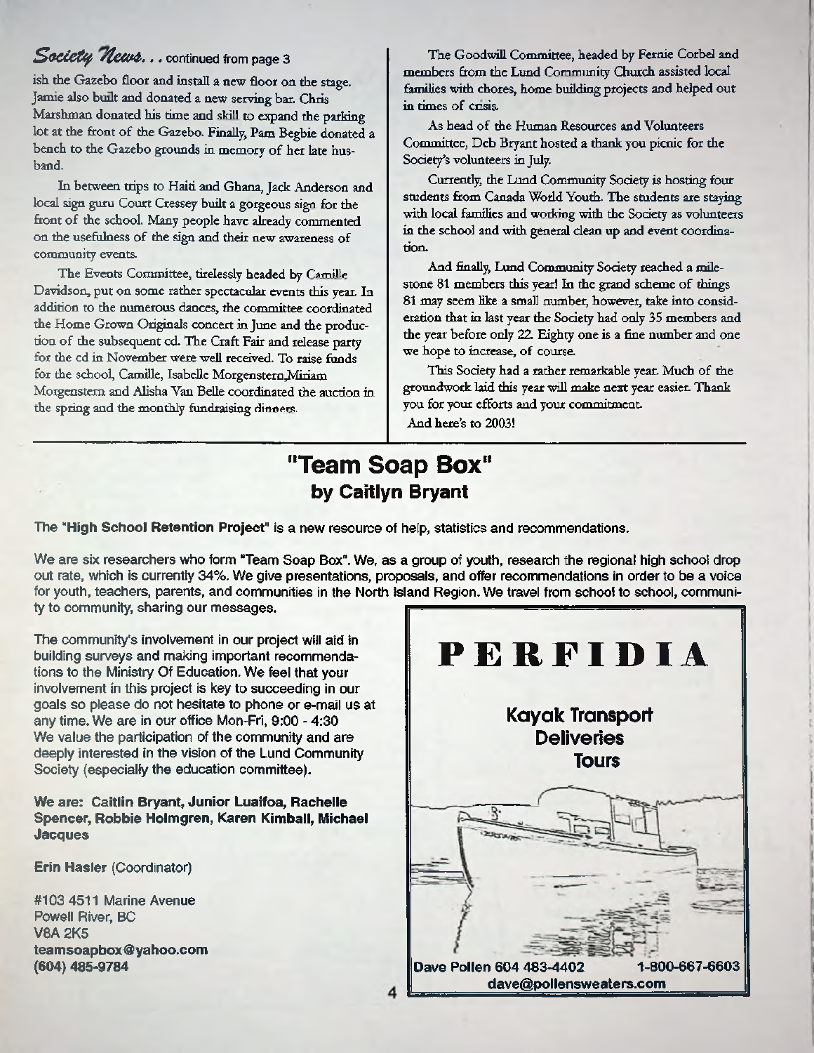*Society News...* continued from page 3

ish the Gazebo floor and install a new floor on the stage. Jamie also built and donated a new serving bar. Chris Marshman donated his time and skill to expand the parking lot at the front of the Gazebo. Finally, Pam Begbie donated a bench to the Gazebo grounds in memory of her late husband.

In between trips to Haiti and Ghana, Jack Anderson and local sign guru Court Cressey built a gorgeous sign for the front of the school. Many people have already commented on the usefulness of the sign and their new awareness of community events.

The Events Committee, tirelessly headed by Camille Davidson, put on some rather spectacular events this year. In addition to the numerous dances, the committee coordinated the Home Grown Originals concert in June and the production of the subsequent cd. The Craft Fair and release party for the cd in November were well received. To raise funds for the school, Camille, Isabelle Morgenstern,Miriam Morgenstern and Alisha Van Belle coordinated the auction in the spring and the monthly fundraising dinners.

The Goodwill Committee, headed by Fernie Corbel and members from the Lund Community Church assisted local families with chores, home building projects and helped out in times of crisis.

As head of the Human Resources and Volunteers Committee, Deb Bryant hosted a thank you picnic for the Society's volunteers in July.

Currently, the Lund Community Society is hosting four students from Canada World Youth. The students are staying with local families and working with the Society as volunteers in the school and with general clean up and event coordination.

And finally, Lund Community Society reached a milestone 81 members this year! In the grand scheme of things 81 may seem like a small number, however, take into consideration that in last year the Society had only 35 members and the year before only 22. Eighty one is a fine number and one we hope to increase, of course.

This Society had a rather remarkable year. Much of the groundwork laid this year will make next year easier. Thank you for your efforts and your commitment.

And here's to 2003!

## "Team Soap Box"

### by Caitlyn Bryant

The "**High School Retention Project**" is a new resource of help, statistics and recommendations.

We are six researchers who form "Team Soap Box". We, as a group of youth, research the regional high school drop out rate, which is currently 34%. We give presentations, proposals, and offer recommendations in order to be a voice for youth, teachers, parents, and communities in the North Island Region. We travel from school to school, community to community, sharing our messages.

The community's involvement in our project will aid in building surveys and making important recommendations to the Ministry Of Education. We feel that your involvement in this project is key to succeeding in our goals so please do not hesitate to phone or e-mail us at any time. We are in our office Mon-Fri, 9:00 - 4:30 We value the participation of the community and are deeply interested in the vision of the Lund Community Society (especially the education committee).

**We are: Caitlin Bryant, Junior Luaifoa, Rachelle Spencer, Robbie Holmgren, Karen Kimball, Michael Jacques**

**Erin Hasler** (Coordinator)

#103 4511 Marine Avenue
Powell River, BC
V8A 2K5
**teamsoapbox@yahoo.com**
**(604) 485-9784**

**PERFIDIA**

**Kayak Transport**
**Deliveries**
**Tours**

Dave Pollen 604 483-4402 1-800-667-6603
dave@pollensweaters.com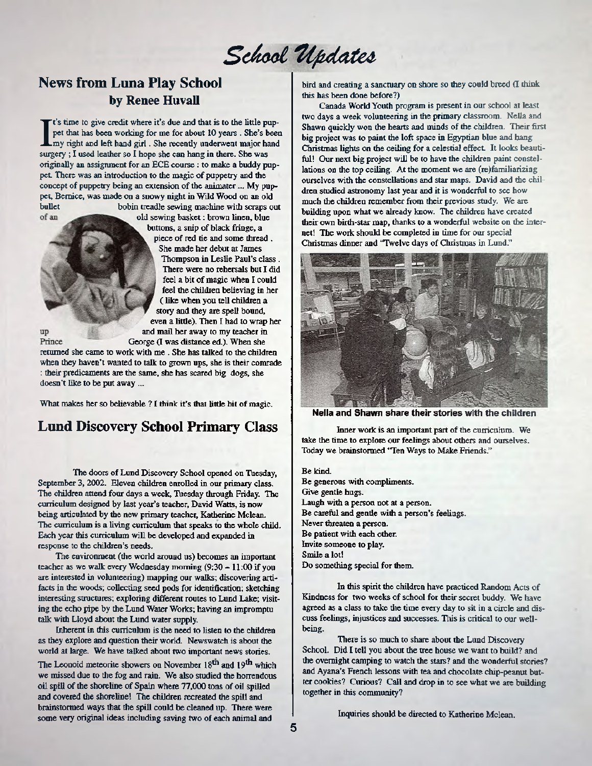# School Updates

## News from Luna Play School

### by Renee Huvall

It's time to give credit where it's due and that is to the little puppet that has been working for me for about 10 years. She's been my right and left hand girl. She recently underwent major hand surgery ; I used leather so I hope she can hang in there. She was originally an assignment for an ECE course : to make a buddy puppet. There was an introduction to the magic of puppetry and the concept of puppetry being an extension of the animater ... My puppet, Bernice, was made on a snowy night in Wild Wood on an old bullet bobin treadle sewing machine with scraps out of an old sewing basket : brown linen, blue buttons, a snip of black fringe, a piece of red tie and some thread. She made her debut at James Thompson in Leslie Paul's class. There were no rehersals but I did feel a bit of magic when I could feel the children believing in her ( like when you tell children a story and they are spell bound, even a little). Then I had to wrap her up and mail her away to my teacher in Prince George (I was distance ed.). When she returned she came to work with me. She has talked to the children when they haven't wanted to talk to grown ups, she is their comrade : their predicaments are the same, she has scared big dogs, she doesn't like to be put away ...

What makes her so believable ? I think it's that little bit of magic.

## Lund Discovery School Primary Class

The doors of Lund Discovery School opened on Tuesday, September 3, 2002. Eleven children enrolled in our primary class. The children attend four days a week, Tuesday through Friday. The curriculum designed by last year's teacher, David Watts, is now being articulated by the new primary teacher, Katherine Mclean. The curriculum is a living curriculum that speaks to the whole child. Each year this curriculum will be developed and expanded in response to the children's needs.

The environment (the world around us) becomes an important teacher as we walk every Wednesday morning (9:30 – 11:00 if you are interested in volunteering) mapping our walks; discovering artifacts in the woods; collecting seed pods for identification; sketching interesting structures; exploring different routes to Lund Lake; visiting the echo pipe by the Lund Water Works; having an impromptu talk with Lloyd about the Lund water supply.

Inherent in this curriculum is the need to listen to the children as they explore and question their world. Newswatch is about the world at large. We have talked about two important news stories. The Leonoid meteorite showers on November 18th and 19th which we missed due to the fog and rain. We also studied the horrendous oil spill of the shoreline of Spain where 77,000 tons of oil spilled and covered the shoreline! The children recreated the spill and brainstormed ways that the spill could be cleaned up. There were some very original ideas including saving two of each animal and bird and creating a sanctuary on shore so they could breed (I think this has been done before?)

Canada World Youth program is present in our school at least two days a week volunteering in the primary classroom. Nella and Shawn quickly won the hearts and minds of the children. Their first big project was to paint the loft space in Egyptian blue and hang Christmas lights on the ceiling for a celestial effect. It looks beautiful! Our next big project will be to have the children paint constellations on the top ceiling. At the moment we are (re)familiarizing ourselves with the constellations and star maps. David and the children studied astronomy last year and it is wonderful to see how much the children remember from their previous study. We are building upon what we already know. The children have created their own birth-star map, thanks to a wonderful website on the internet! The work should be completed in time for our special Christmas dinner and "Twelve days of Christmas in Lund."

**Nella and Shawn share their stories with the children**

Inner work is an important part of the curriculum. We take the time to explore our feelings about others and ourselves. Today we brainstormed "Ten Ways to Make Friends."

Be kind.
Be generous with compliments.
Give gentle hugs.
Laugh with a person not at a person.
Be careful and gentle with a person's feelings.
Never threaten a person.
Be patient with each other.
Invite someone to play.
Smile a lot!
Do something special for them.

In this spirit the children have practiced Random Acts of Kindness for two weeks of school for their secret buddy. We have agreed as a class to take the time every day to sit in a circle and discuss feelings, injustices and successes. This is critical to our well-being.

There is so much to share about the Lund Discovery School. Did I tell you about the tree house we want to build? and the overnight camping to watch the stars? and the wonderful stories? and Ayana's French lessons with tea and chocolate chip-peanut butter cookies? Curious? Call and drop in to see what we are building together in this community?

Inquiries should be directed to Katherine Mclean.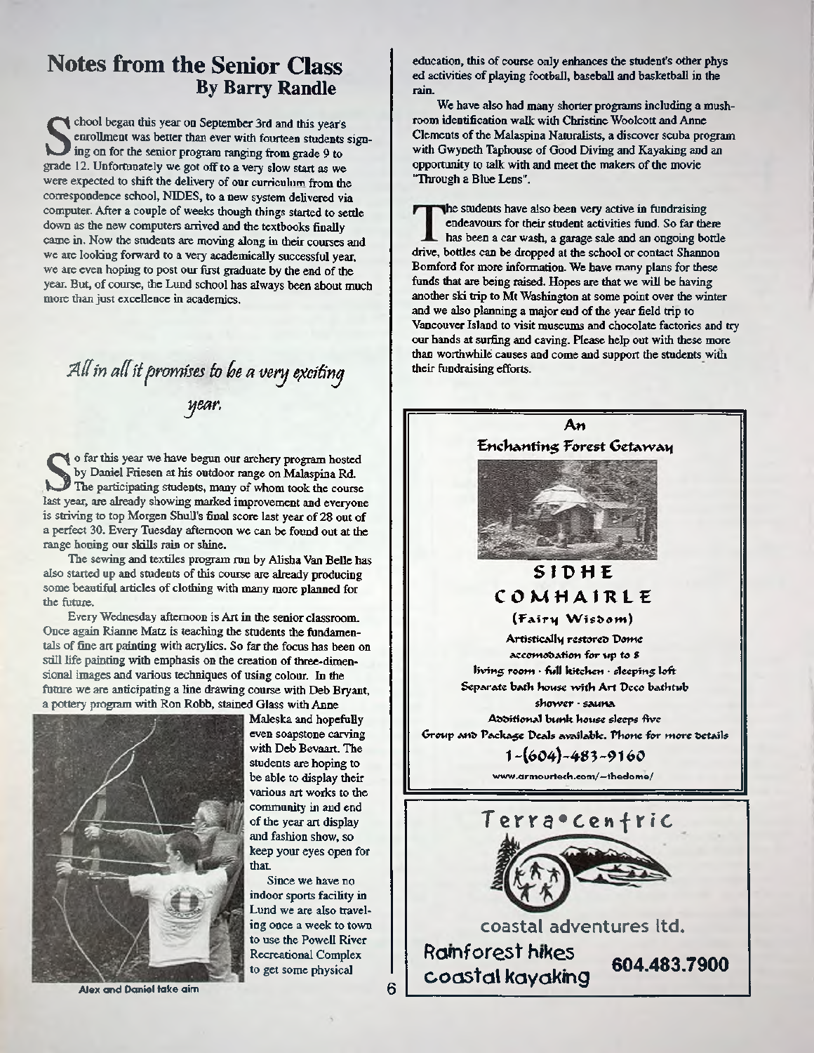## Notes from the Senior Class
### By Barry Randle

School began this year on September 3rd and this year's enrollment was better than ever with fourteen students signing on for the senior program ranging from grade 9 to grade 12. Unfortunately we got off to a very slow start as we were expected to shift the delivery of our curriculum from the correspondence school, NIDES, to a new system delivered via computer. After a couple of weeks though things started to settle down as the new computers arrived and the textbooks finally came in. Now the students are moving along in their courses and we are looking forward to a very academically successful year, we are even hoping to post our first graduate by the end of the year. But, of course, the Lund school has always been about much more than just excellence in academics.

*All in all it promises to be a very exciting year.*

So far this year we have begun our archery program hosted by Daniel Friesen at his outdoor range on Malaspina Rd. The participating students, many of whom took the course last year, are already showing marked improvement and everyone is striving to top Morgen Shull's final score last year of 28 out of a perfect 30. Every Tuesday afternoon we can be found out at the range honing our skills rain or shine.

The sewing and textiles program run by Alisha Van Belle has also started up and students of this course are already producing some beautiful articles of clothing with many more planned for the future.

Every Wednesday afternoon is Art in the senior classroom. Once again Rianne Matz is teaching the students the fundamentals of fine art painting with acrylics. So far the focus has been on still life painting with emphasis on the creation of three-dimensional images and various techniques of using colour. In the future we are anticipating a line drawing course with Deb Bryant, a pottery program with Ron Robb, stained Glass with Anne Maleska and hopefully even soapstone carving with Deb Bevaart. The students are hoping to be able to display their various art works to the community in and end of the year art display and fashion show, so keep your eyes open for that.

Since we have no indoor sports facility in Lund we are also traveling once a week to town to use the Powell River Recreational Complex to get some physical education, this of course only enhances the student's other phys ed activities of playing football, baseball and basketball in the rain.

Alex and Daniel take aim

We have also had many shorter programs including a mushroom identification walk with Christine Woolcott and Anne Clements of the Malaspina Naturalists, a discover scuba program with Gwyneth Taphouse of Good Diving and Kayaking and an opportunity to talk with and meet the makers of the movie "Through a Blue Lens".

The students have also been very active in fundraising endeavours for their student activities fund. So far there has been a car wash, a garage sale and an ongoing bottle drive, bottles can be dropped at the school or contact Shannon Bomford for more information. We have many plans for these funds that are being raised. Hopes are that we will be having another ski trip to Mt Washington at some point over the winter and we also planning a major end of the year field trip to Vancouver Island to visit museums and chocolate factories and try our hands at surfing and caving. Please help out with these more than worthwhile causes and come and support the students with their fundraising efforts.

---

**An Enchanting Forest Getaway**

**SIDHE COMHAIRLE**
(Fairy Wisdom)

Artistically restored Dome
accomodation for up to 8
living room · full kitchen · sleeping loft
Separate bath house with Art Deco bathtub
shower · sauna
Additional bunk house sleeps five
Group and Package Deals available. Phone for more details

**1-(604)-483-9160**

www.armourtech.com/~thedome/

---

**Terra•centric**
coastal adventures ltd.

**Rainforest hikes**
**coastal kayaking**

**604.483.7900**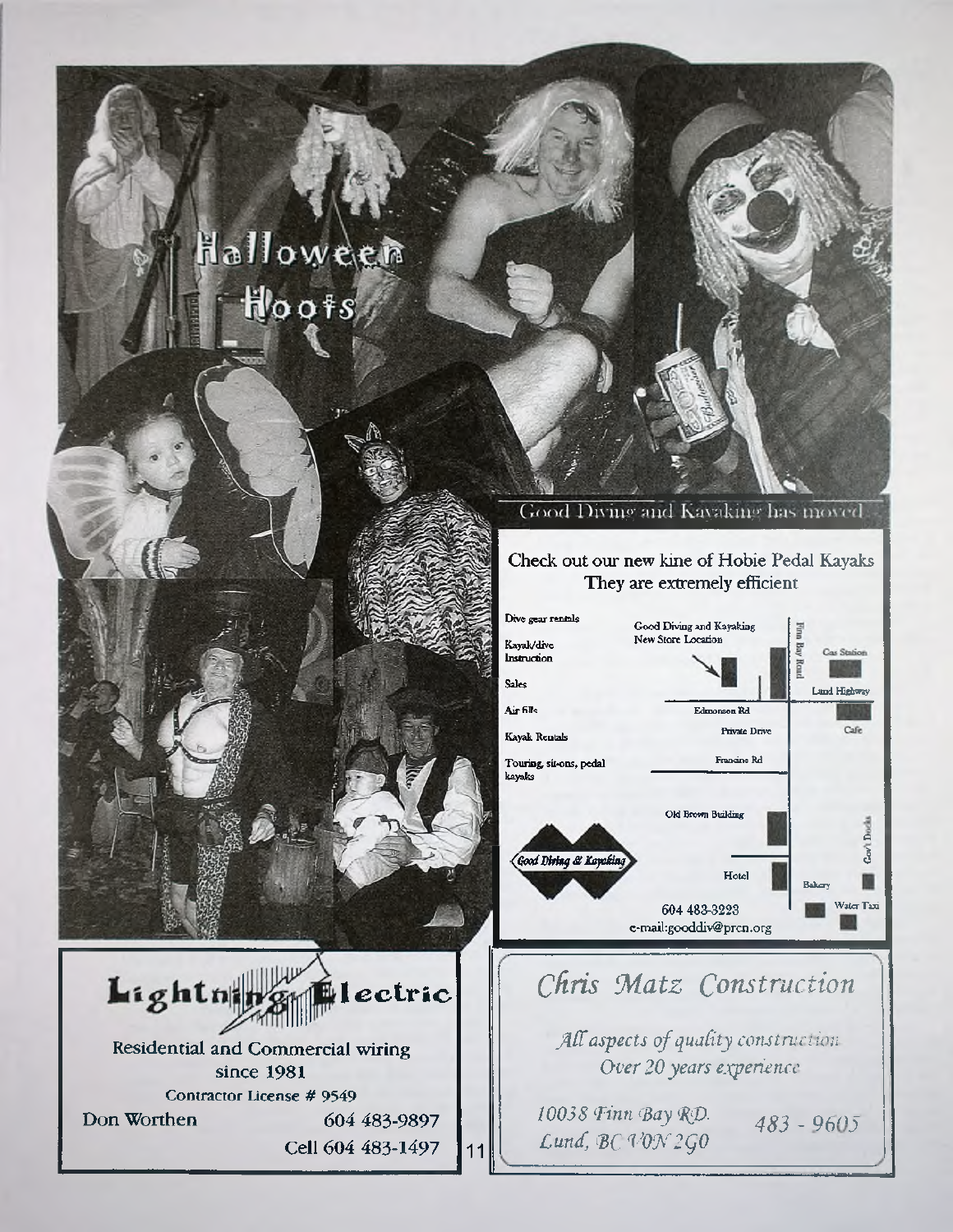# Halloween Hoots

Good Diving and Kayaking has moved

Check out our new kine of Hobie Pedal Kayaks
They are extremely efficient

- Dive gear rentals
- Kayak/dive Instruction
- Sales
- Air fills
- Kayak Rentals
- Touring, sit-ons, pedal kayaks

Good Diving and Kayaking New Store Location

Finn Bay Road | Gas Station | Lund Highway | Edmonson Rd | Private Drive | Cafe | Francine Rd | Old Brown Building | Gov't Docks | Hotel | Bakery | Water Taxi

*Good Diving & Kayaking*

604 483-3223
e-mail:gooddiv@prcn.org

## Lightning Electric

Residential and Commercial wiring
since 1981
Contractor License # 9549
Don Worthen 604 483-9897
Cell 604 483-1497

## *Chris Matz Construction*

*All aspects of quality construction*
*Over 20 years experience*

*10038 Finn Bay RD.*
*Lund, BC V0N 2G0*

*483 - 9605*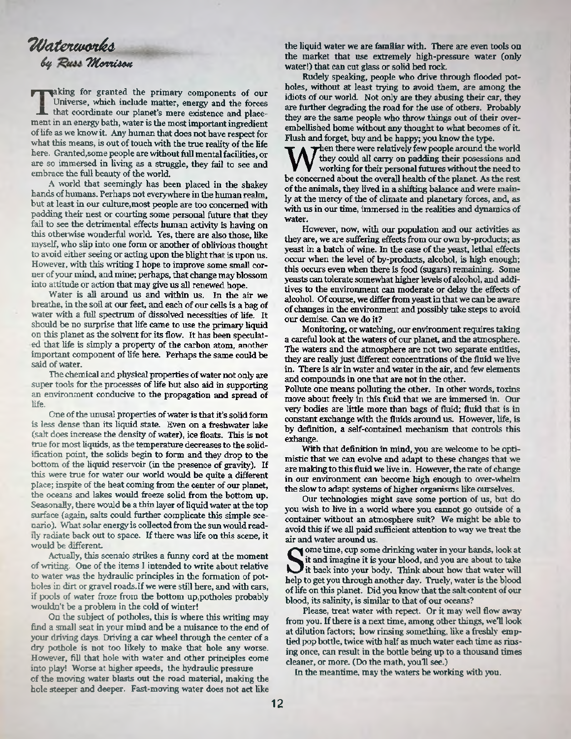# *Waterworks*

### *by Russ Morrison*

Taking for granted the primary components of our Universe, which include matter, energy and the forces that coordinate our planet's mere existence and placement in an energy bath, water is the most important ingredient of life as we know it. Any human that does not have respect for what this means, is out of touch with the true reality of the life here. Granted,some people are without full mental facilities, or are so immersed in living as a struggle, they fail to see and embrace the full beauty of the world.

A world that seemingly has been placed in the shakey hands of humans. Perhaps not everywhere in the human realm, but at least in our culture,most people are too concerned with padding their nest or courting some personal future that they fail to see the detrimental effects human activity is having on this otherwise wonderful world. Yes, there are also those, like myself, who slip into one form or another of oblivious thought to avoid either seeing or acting upon the blight that is upon us. However, with this writing I hope to improve some small corner of your mind, and mine; perhaps, that change may blossom into attitude or action that may give us all renewed hope.

Water is all around us and within us. In the air we breathe, in the soil at our feet, and each of our cells is a bag of water with a full spectrum of dissolved necessities of life. It should be no surprise that life came to use the primary liquid on this planet as the solvent for its flow. It has been speculated that life is simply a property of the carbon atom, another important component of life here. Perhaps the same could be said of water.

The chemical and physical properties of water not only are super tools for the processes of life but also aid in supporting an environment conducive to the propagation and spread of life.

One of the unusal properties of water is that it's solid form is less dense than its liquid state. Even on a freshwater lake (salt does increase the density of water), ice floats. This is not true for most liquids, as the temperature decreases to the solidification point, the solids begin to form and they drop to the bottom of the liquid reservoir (in the presence of gravity). If this were true for water our world would be quite a different place; inspite of the heat coming from the center of our planet, the oceans and lakes would freeze solid from the bottom up. Seasonally, there would be a thin layer of liquid water at the top surface (again, salts could further complicate this simple scenario). What solar energy is collected from the sun would readily radiate back out to space. If there was life on this scene, it would be different.

Actually, this scenaio strikes a funny cord at the moment of writing. One of the items I intended to write about relative to water was the hydraulic principles in the formation of potholes in dirt or gravel roads.If we were still here, and with cars, if pools of water froze from the bottom up,potholes probably wouldn't be a problem in the cold of winter!

On the subject of potholes, this is where this writing may find a small seat in your mind and be a nuisance to the end of your driving days. Driving a car wheel through the center of a dry pothole is not too likely to make that hole any worse. However, fill that hole with water and other principles come into play! Worse at higher speeds, the hydraulic pressure of the moving water blasts out the road material, making the hole steeper and deeper. Fast-moving water does not act like the liquid water we are familiar with. There are even tools on the market that use extremely high-pressure water (only water!) that can cut glass or solid bed rock.

Rudely speaking, people who drive through flooded potholes, without at least trying to avoid them, are among the idiots of our world. Not only are they abusing their car, they are further degrading the road for the use of others. Probably they are the same people who throw things out of their over-embellished home without any thought to what becomes of it. Flush and forget, buy and be happy; you know the type.

When there were relatively few people around the world they could all carry on padding their posessions and working for their personal futures without the need to be concerned about the overall health of the planet. As the rest of the animals, they lived in a shifting balance and were mainly at the mercy of the of climate and planetary forces, and, as with us in our time, immersed in the realities and dynamics of water.

However, now, with our population and our activities as they are, we are suffering effects from our own by-products; as yeast in a batch of wine. In the case of the yeast, lethal effects occur when the level of by-products, alcohol, is high enough; this occurs even when there is food (sugars) remaining. Some yeasts can tolerate somewhat higher levels of alcohol, and additives to the environment can moderate or delay the effects of alcohol. Of course, we differ from yeast in that we can be aware of changes in the environment and possibly take steps to avoid our demise. Can we do it?

Monitoring, or watching, our environment requires taking a careful look at the waters of our planet, and the atmosphere. The waters and the atmosphere are not two separate entities, they are really just different concentrations of the fluid we live in. There is air in water and water in the air, and few elements and compounds in one that are not in the other.

Pollute one means polluting the other. In other words, toxins move about freely in this fluid that we are immersed in. Our very bodies are little more than bags of fluid; fluid that is in constant exchange with the fluids around us. However, life, is by definition, a self-contained mechanism that controls this exhange.

With that definition in mind, you are welcome to be optimistic that we can evolve and adapt to these changes that we are making to this fluid we live in. However, the rate of change in our environment can become high enough to over-whelm the slow to adapt systems of higher organisms like ourselves.

Our technologies might save some portion of us, but do you wish to live in a world where you cannot go outside of a container without an atmosphere suit? We might be able to avoid this if we all paid sufficient attention to way we treat the air and water around us.

Some time, cup some drinking water in your hands, look at it and imagine it is your blood, and you are about to take it back into your body. Think about how that water will help to get you through another day. Truely, water is the blood of life on this planet. Did you know that the salt content of our blood, its salinity, is similar to that of our oceans?

Please, treat water with repect. Or it may well flow away from you. If there is a next time, among other things, we'll look at dilution factors; how rinsing something, like a freshly emptied pop bottle, twice with half as much water each time as rinsing once, can result in the bottle being up to a thousand times cleaner, or more. (Do the math, you'll see.)

In the meantime, may the waters be working with you.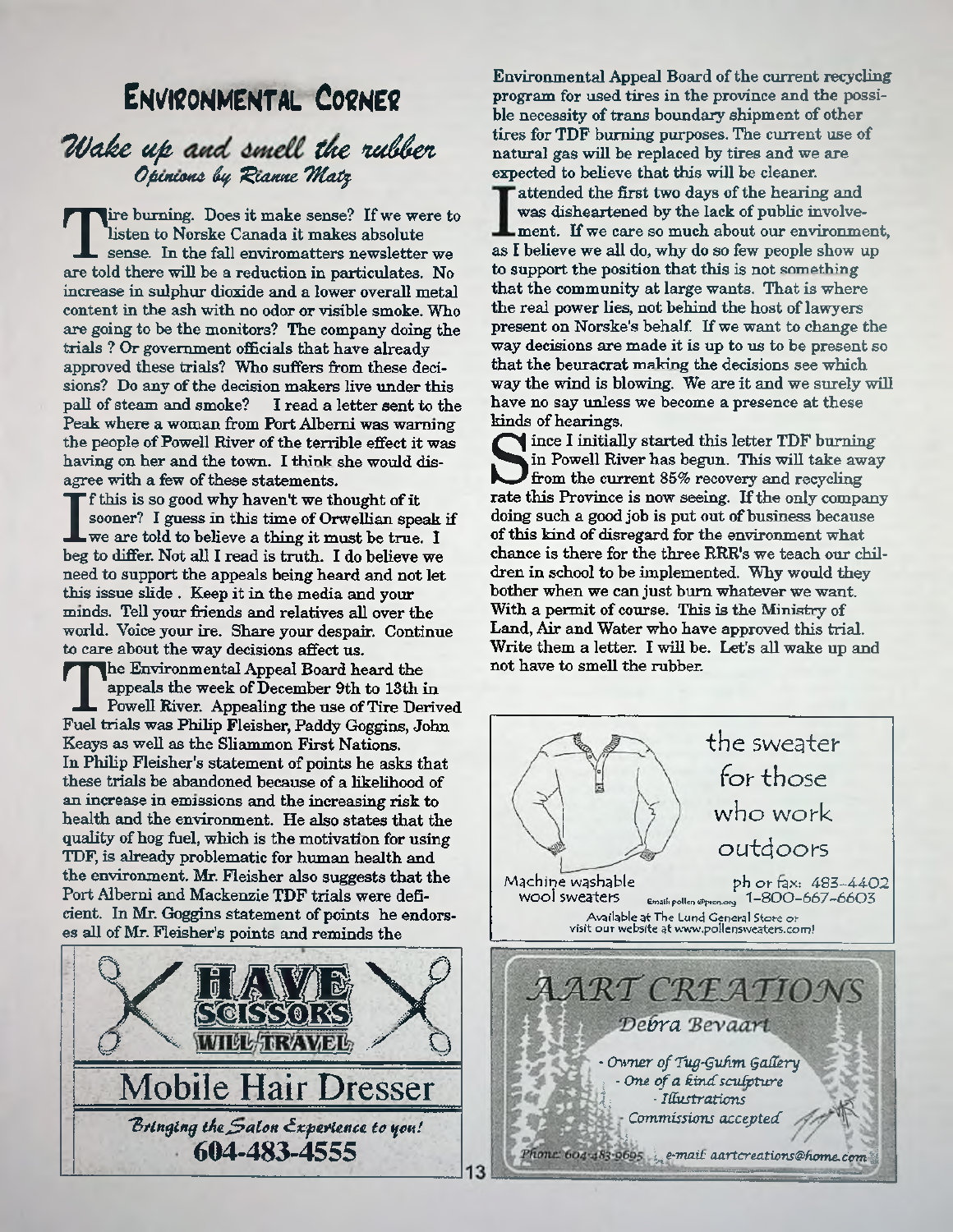# Environmental Corner

## *Wake up and smell the rubber*

*Opinions by Rianne Matz*

Tire burning. Does it make sense? If we were to listen to Norske Canada it makes absolute sense. In the fall enviromatters newsletter we are told there will be a reduction in particulates. No increase in sulphur dioxide and a lower overall metal content in the ash with no odor or visible smoke. Who are going to be the monitors? The company doing the trials ? Or government officials that have already approved these trials? Who suffers from these decisions? Do any of the decision makers live under this pall of steam and smoke? I read a letter sent to the Peak where a woman from Port Alberni was warning the people of Powell River of the terrible effect it was having on her and the town. I think she would disagree with a few of these statements.

If this is so good why haven't we thought of it sooner? I guess in this time of Orwellian speak if we are told to believe a thing it must be true. I beg to differ. Not all I read is truth. I do believe we need to support the appeals being heard and not let this issue slide . Keep it in the media and your minds. Tell your friends and relatives all over the world. Voice your ire. Share your despair. Continue to care about the way decisions affect us.

The Environmental Appeal Board heard the appeals the week of December 9th to 13th in Powell River. Appealing the use of Tire Derived Fuel trials was Philip Fleisher, Paddy Goggins, John Keays as well as the Sliammon First Nations. In Philip Fleisher's statement of points he asks that these trials be abandoned because of a likelihood of an increase in emissions and the increasing risk to health and the environment. He also states that the quality of hog fuel, which is the motivation for using TDF, is already problematic for human health and the environment. Mr. Fleisher also suggests that the Port Alberni and Mackenzie TDF trials were deficient. In Mr. Goggins statement of points he endorses all of Mr. Fleisher's points and reminds the Environmental Appeal Board of the current recycling program for used tires in the province and the possible necessity of trans boundary shipment of other tires for TDF burning purposes. The current use of natural gas will be replaced by tires and we are expected to believe that this will be cleaner.

I attended the first two days of the hearing and was disheartened by the lack of public involvement. If we care so much about our environment, as I believe we all do, why do so few people show up to support the position that this is not something that the community at large wants. That is where the real power lies, not behind the host of lawyers present on Norske's behalf. If we want to change the way decisions are made it is up to us to be present so that the beuracrat making the decisions see which way the wind is blowing. We are it and we surely will have no say unless we become a presence at these kinds of hearings.

Since I initially started this letter TDF burning in Powell River has begun. This will take away from the current 85% recovery and recycling rate this Province is now seeing. If the only company doing such a good job is put out of business because of this kind of disregard for the environment what chance is there for the three RRR's we teach our children in school to be implemented. Why would they bother when we can just burn whatever we want. With a permit of course. This is the Ministry of Land, Air and Water who have approved this trial. Write them a letter. I will be. Let's all wake up and not have to smell the rubber.

---

**HAVE SCISSORS WILL TRAVEL**

**Mobile Hair Dresser**

*Bringing the Salon Experience to you!*

**604-483-4555**

---

the sweater for those who work outdoors

Machine washable wool sweaters

ph or fax: 483-4402
1-800-667-6603

Email: pollen@prcn.org

Available at The Lund General Store or visit our website at www.pollensweaters.com!

---

*AART CREATIONS*

*Debra Bevaart*

- *Owner of Tug-Guhm Gallery*
- *One of a kind sculpture*
- *Illustrations*
- *Commissions accepted*

*Phone: 604-483-9695 e-mail: aartcreations@home.com*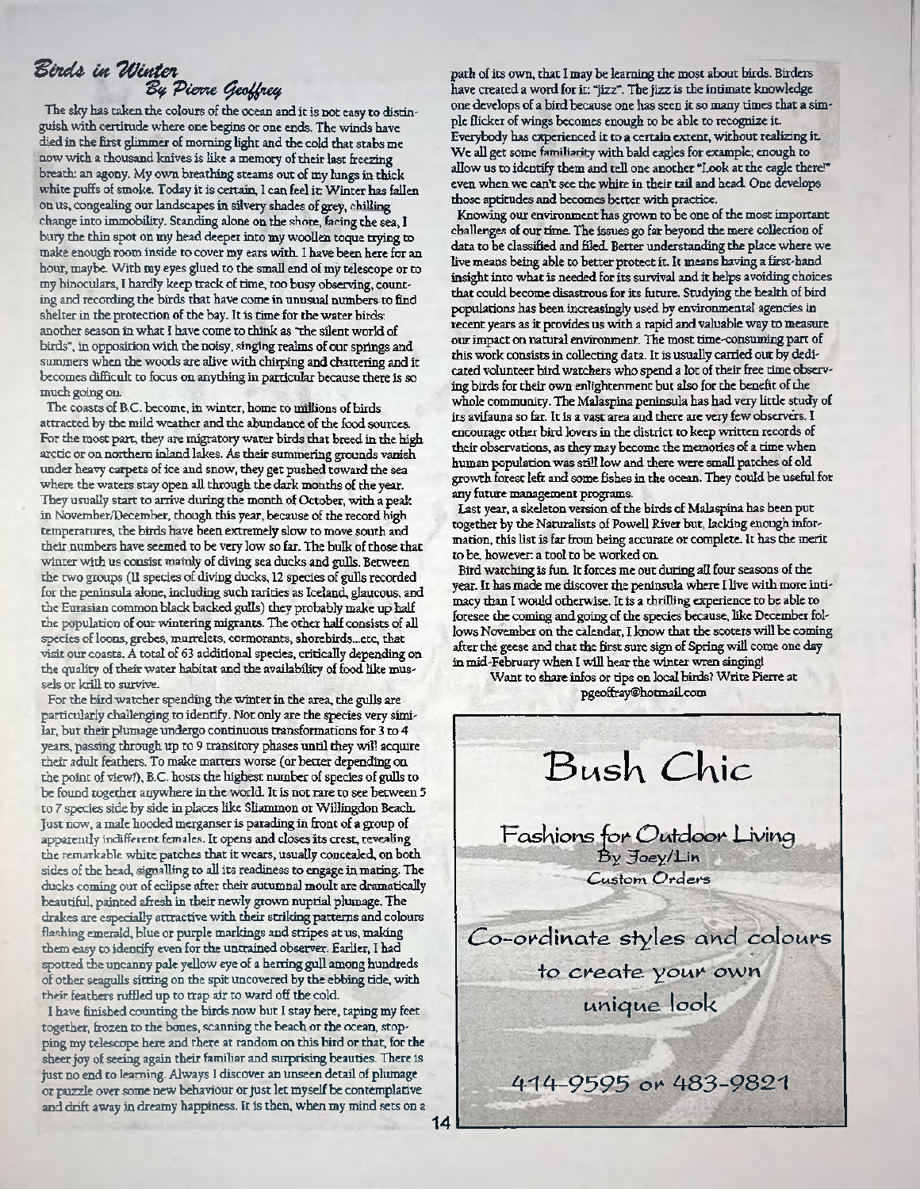# *Birds in Winter*

### *By Pierre Geoffrey*

The sky has taken the colours of the ocean and it is not easy to distinguish with certitude where one begins or one ends. The winds have died in the first glimmer of morning light and the cold that stabs me now with a thousand knives is like a memory of their last freezing breath: an agony. My own breathing steams out of my lungs in thick white puffs of smoke. Today it is certain, I can feel it: Winter has fallen on us, congealing our landscapes in silvery shades of grey, chilling change into immobility. Standing alone on the shore, facing the sea, I bury the thin spot on my head deeper into my woollen toque trying to make enough room inside to cover my ears with. I have been here for an hour, maybe. With my eyes glued to the small end of my telescope or to my binoculars, I hardly keep track of time, too busy observing, counting and recording the birds that have come in unusual numbers to find shelter in the protection of the bay. It is time for the water birds: another season in what I have come to think as "the silent world of birds", in opposition with the noisy, singing realms of our springs and summers when the woods are alive with chirping and chattering and it becomes difficult to focus on anything in particular because there is so much going on.

The coasts of B.C. become, in winter, home to millions of birds attracted by the mild weather and the abundance of the food sources. For the most part, they are migratory water birds that breed in the high arctic or on northern inland lakes. As their summering grounds vanish under heavy carpets of ice and snow, they get pushed toward the sea where the waters stay open all through the dark months of the year. They usually start to arrive during the month of October, with a peak in November/December, though this year, because of the record high temperatures, the birds have been extremely slow to move south and their numbers have seemed to be very low so far. The bulk of those that winter with us consist mainly of diving sea ducks and gulls. Between the two groups (11 species of diving ducks, 12 species of gulls recorded for the peninsula alone, including such rarities as Iceland, glaucous, and the Eurasian common black backed gulls) they probably make up half the population of our wintering migrants. The other half consists of all species of loons, grebes, murrelets, cormorants, shorebirds...etc, that visit our coasts. A total of 63 additional species, critically depending on the quality of their water habitat and the availability of food like mussels or krill to survive.

For the bird watcher spending the winter in the area, the gulls are particularly challenging to identify. Not only are the species very similar, but their plumage undergo continuous transformations for 3 to 4 years, passing through up to 9 transitory phases until they will acquire their adult feathers. To make matters worse (or better depending on the point of view!), B.C. hosts the highest number of species of gulls to be found together anywhere in the world. It is not rare to see between 5 to 7 species side by side in places like Sliammon or Willingdon Beach. Just now, a male hooded merganser is parading in front of a group of apparently indifferent females. It opens and closes its crest, revealing the remarkable white patches that it wears, usually concealed, on both sides of the head, signalling to all its readiness to engage in mating. The ducks coming out of eclipse after their autumnal moult are dramatically beautiful, painted afresh in their newly grown nuptial plumage. The drakes are especially attractive with their striking patterns and colours flashing emerald, blue or purple markings and stripes at us, making them easy to identify even for the untrained observer. Earlier, I had spotted the uncanny pale yellow eye of a herring gull among hundreds of other seagulls sitting on the spit uncovered by the ebbing tide, with their feathers ruffled up to trap air to ward off the cold.

I have finished counting the birds now but I stay here, taping my feet together, frozen to the bones, scanning the beach or the ocean, stopping my telescope here and there at random on this bird or that, for the sheer joy of seeing again their familiar and surprising beauties. There is just no end to learning. Always I discover an unseen detail of plumage or puzzle over some new behaviour or just let myself be contemplative and drift away in dreamy happiness. It is then, when my mind sets on a path of its own, that I may be learning the most about birds. Birders have created a word for it: "jizz". The jizz is the intimate knowledge one develops of a bird because one has seen it so many times that a simple flicker of wings becomes enough to be able to recognize it. Everybody has experienced it to a certain extent, without realizing it. We all get some familiarity with bald eagles for example; enough to allow us to identify them and tell one another "Look at the eagle there!" even when we can't see the white in their tail and head. One develops those aptitudes and becomes better with practice.

Knowing our environment has grown to be one of the most important challenges of our time. The issues go far beyond the mere collection of data to be classified and filed. Better understanding the place where we live means being able to better protect it. It means having a first-hand insight into what is needed for its survival and it helps avoiding choices that could become disastrous for its future. Studying the health of bird populations has been increasingly used by environmental agencies in recent years as it provides us with a rapid and valuable way to measure our impact on natural environment. The most time-consuming part of this work consists in collecting data. It is usually carried out by dedicated volunteer bird watchers who spend a lot of their free time observing birds for their own enlightenment but also for the benefit of the whole community. The Malaspina peninsula has had very little study of its avifauna so far. It is a vast area and there are very few observers. I encourage other bird lovers in the district to keep written records of their observations, as they may become the memories of a time when human population was still low and there were small patches of old growth forest left and some fishes in the ocean. They could be useful for any future management programs.

Last year, a skeleton version of the birds of Malaspina has been put together by the Naturalists of Powell River but, lacking enough information, this list is far from being accurate or complete. It has the merit to be, however: a tool to be worked on.

Bird watching is fun. It forces me out during all four seasons of the year. It has made me discover the peninsula where I live with more intimacy than I would otherwise. It is a thrilling experience to be able to foresee the coming and going of the species because, like December follows November on the calendar, I know that the scoters will be coming after the geese and that the first sure sign of Spring will come one day in mid-February when I will hear the winter wren singing!

Want to share infos or tips on local birds? Write Pierre at pgeoffray@hotmail.com

---

# Bush Chic

Fashions for Outdoor Living
By Joey/Lin
Custom Orders

Co-ordinate styles and colours to create your own unique look

414-9595 or 483-9821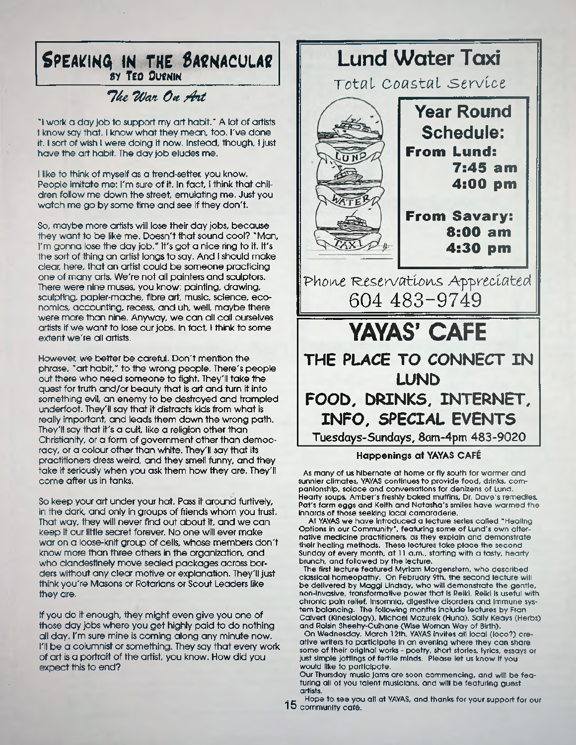## Speaking in the Barnacular

**by Ted Durnin**

### *The War On Art*

"I work a day job to support my art habit." A lot of artists I know say that. I know what they mean, too. I've done it. I sort of wish I were doing it now. Instead, though, I just have the art habit. The day job eludes me.

I like to think of myself as a trend-setter, you know. People imitate me: I'm sure of it. In fact, I think that children follow me down the street, emulating me. Just you watch me go by some time and see if they don't.

So, maybe more artists will lose their day jobs, because they want to be like me. Doesn't that sound cool? "Man, I'm gonna lose the day job." It's got a nice ring to it. It's the sort of thing an artist longs to say. And I should make clear, here, that an artist could be someone practicing one of many arts. We're not all painters and sculptors. There were nine muses, you know: painting, drawing, sculpting, papier-mache, fibre art, music, science, economics, accounting, recess, and uh, well, maybe there were more than nine. Anyway, we can all call ourselves artists if we want to lose our jobs. In fact, I think to some extent we're all artists.

However, we better be careful. Don't mention the phrase, "art habit," to the wrong people. There's people out there who need someone to fight. They'll take the quest for truth and/or beauty that is art and turn it into something evil, an enemy to be destroyed and trampled underfoot. They'll say that it distracts kids from what is really important, and leads them down the wrong path. They'll say that it's a cult, like a religion other than Christianity, or a form of government other than democracy, or a colour other than white. They'll say that its practitioners dress weird, and they smell funny, and they take it seriously when you ask them how they are. They'll come after us in tanks.

So keep your art under your hat. Pass it around furtively, in the dark, and only in groups of friends whom you trust. That way, they will never find out about it, and we can keep it our little secret forever. No one will ever make war on a loose-knit group of cells, whose members don't know more than three others in the organization, and who clandestinely move sealed packages across borders without any clear motive or explanation. They'll just think you're Masons or Rotarians or Scout Leaders like they are.

If you do it enough, they might even give you one of those day jobs where you get highly paid to do nothing all day. I'm sure mine is coming along any minute now. I'll be a columnist or something. They say that every work of art is a portrait of the artist, you know. How did you expect this to end?

---

# Lund Water Taxi

Total Coastal Service

**Year Round Schedule:**

**From Lund:**
**7:45 am**
**4:00 pm**

**From Savary:**
**8:00 am**
**4:30 pm**

Phone Reservations Appreciated
604 483-9749

---

# YAYAS' CAFE

**THE PLACE TO CONNECT IN LUND**

**FOOD, DRINKS, INTERNET, INFO, SPECIAL EVENTS**

**Tuesdays-Sundays, 8am-4pm 483-9020**

---

### Happenings at YAYAS CAFÉ

As many of us hibernate at home or fly south for warmer and sunnier climates, YAYAS continues to provide food, drinks, companionship, solace and conversations for denizens of Lund. Hearty soups, Amber's freshly baked muffins, Dr. Dave's remedies, Pat's farm eggs and Keith and Natasha's smiles have warmed the innards of those seeking local camaraderie.

At YAYAS we have introduced a lecture series called "Healing Options in our Community", featuring some of Lund's own alternative medicine practitioners, as they explain and demonstrate their healing methods. These lectures take place the second Sunday of every month, at 11 a.m., starting with a tasty, hearty brunch, and followed by the lecture.

The first lecture featured Myriam Morgenstern, who described classical homeopathy. On February 9th, the second lecture will be delivered by Maggi Lindsay, who will demonstrate the gentle, non-invasive, transformative power that is Reiki. Reiki is useful with chronic pain relief, insomnia, digestive disorders and immune system balancing. The following months include lectures by Fran Calvert (Kinesiology), Michael Mazurek (Huna), Sally Keays (Herbs) and Roisin Sheehy-Culhane (Wise Woman Way of Birth).

On Wednesday, March 12th, YAYAS invites all local (loco?) creative writers to participate in an evening where they can share some of their original works - poetry, short stories, lyrics, essays or just simple jottings of fertile minds. Please let us know if you would like to participate.

Our Thursday music jams are soon commencing, and will be featuring all of you talent musicians, and will be featuring guest artists.

Hope to see you all at YAYAS, and thanks for your support for our community café.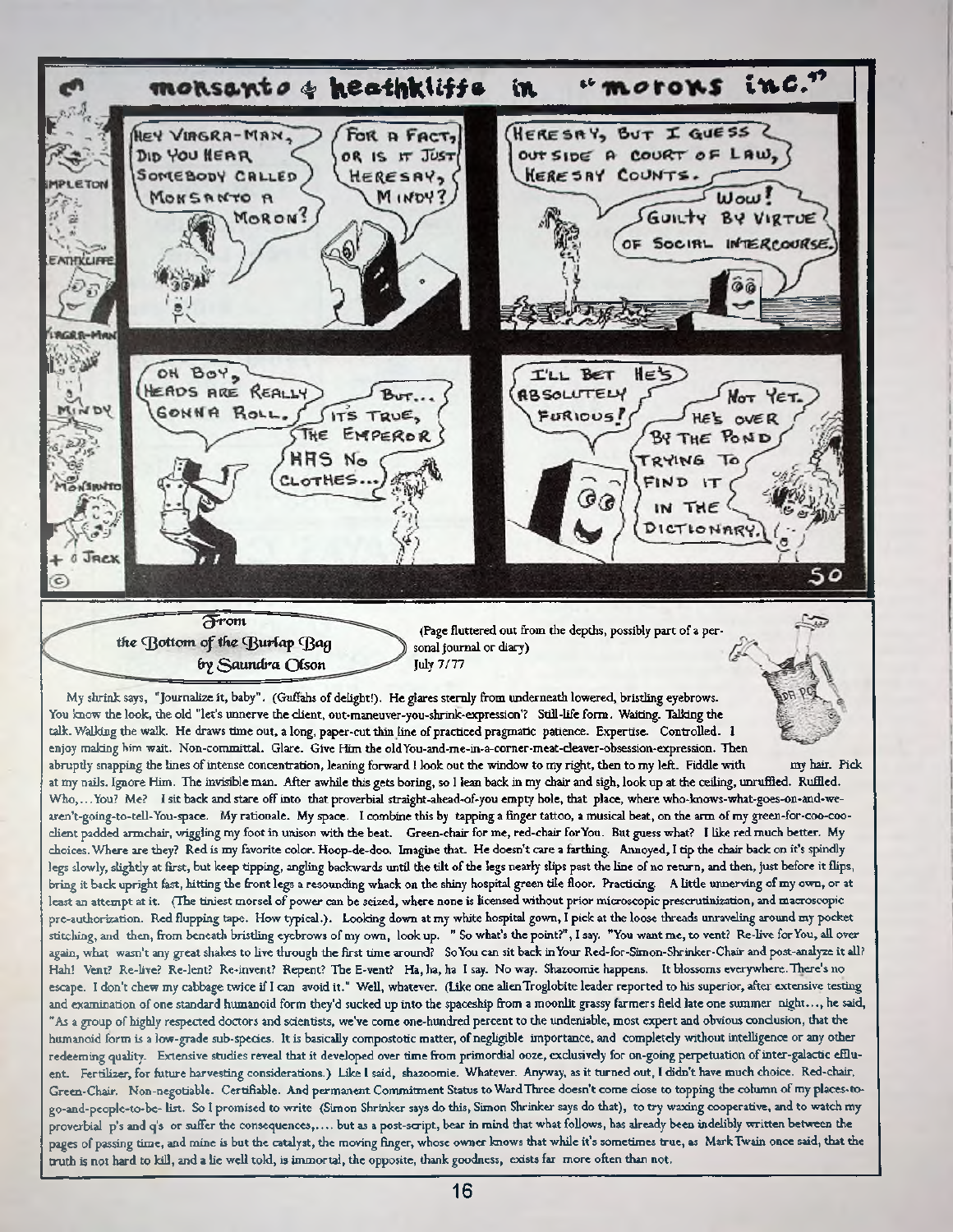# monsanto & heathkliffe in "morons inc."

SIMPLETON

HEATHKLIFFE

VIAGRA-MAN

MINDY

MONSANTO

+ JACK

©

HEY VIAGRA-MAN, DID YOU HEAR SOMEBODY CALLED MONSANTO A MORON?

FOR A FACT, OR IS IT JUST HERESAY, MINDY?

HERESAY, BUT I GUESS OUTSIDE A COURT OF LAW, HERESAY COUNTS.

WOW! GUILTY BY VIRTUE OF SOCIAL INTERCOURSE.

OH BOY, HEADS ARE REALLY GONNA ROLL.

BUT... IT'S TRUE, THE EMPEROR HAS NO CLOTHES...

I'LL BET HE'S ABSOLUTELY FURIOUS!

NOT YET. HE'S OVER BY THE POND TRYING TO FIND IT IN THE DICTIONARY.

50

## From the Bottom of the Burlap Bag

### by Saundra Olson

(Page fluttered out from the depths, possibly part of a personal journal or diary)
July 7/77

My shrink says, "Journalize it, baby". (Guffahs of delight!). He glares sternly from underneath lowered, bristling eyebrows. You know the look, the old "let's unnerve the client, out-maneuver-you-shrink-expression'? Still-life form. Waiting. Talking the talk. Walking the walk. He draws time out, a long, paper-cut thin line of practiced pragmatic patience. Expertise. Controlled. I enjoy making him wait. Non-committal. Glare. Give Him the old You-and-me-in-a-corner-meat-cleaver-obsession-expression. Then abruptly snapping the lines of intense concentration, leaning forward I look out the window to my right, then to my left. Fiddle with my hair. Pick at my nails. Ignore Him. The invisible man. After awhile this gets boring, so I lean back in my chair and sigh, look up at the ceiling, unruffled. Ruffled. Who,... You? Me? I sit back and stare off into that proverbial straight-ahead-of-you empty hole, that place, where who-knows-what-goes-on-and-we-aren't-going-to-tell-You-space. My rationale. My space. I combine this by tapping a finger tattoo, a musical beat, on the arm of my green-for-coo-coo-client padded armchair, wiggling my foot in unison with the beat. Green-chair for me, red-chair for You. But guess what? I like red much better. My choices. Where are they? Red is my favorite color. Hoop-de-doo. Imagine that. He doesn't care a farthing. Annoyed, I tip the chair back on it's spindly legs slowly, slightly at first, but keep tipping, angling backwards until the tilt of the legs nearly slips past the line of no return, and then, just before it flips, bring it back upright fast, hitting the front legs a resounding whack on the shiny hospital green tile floor. Practicing. A little unnerving of my own, or at least an attempt at it. (The tiniest morsel of power can be seized, where none is licensed without prior microscopic prescrutinization, and macroscopic pre-authorization. Red flupping tape. How typical.). Looking down at my white hospital gown, I pick at the loose threads unraveling around my pocket stitching, and then, from beneath bristling eyebrows of my own, look up. " So what's the point?", I say. "You want me, to vent? Re-live for You, all over again, what wasn't any great shakes to live through the first time around? So You can sit back in Your Red-for-Simon-Shrinker-Chair and post-analyze it all? Hah! Vent? Re-live? Re-lent? Re-invent? Repent? The E-vent? Ha, ha, ha I say. No way. Shazoomie happens. It blossoms everywhere. There's no escape. I don't chew my cabbage twice if I can avoid it." Well, whatever. (Like one alien Troglobite leader reported to his superior, after extensive testing and examination of one standard humanoid form they'd sucked up into the spaceship from a moonlit grassy farmers field late one summer night..., he said, "As a group of highly respected doctors and scientists, we've come one-hundred percent to the undeniable, most expert and obvious conclusion, that the humanoid form is a low-grade sub-species. It is basically compostotic matter, of negligible importance, and completely without intelligence or any other redeeming quality. Extensive studies reveal that it developed over time from primordial ooze, exclusively for on-going perpetuation of inter-galactic effluent. Fertilizer, for future harvesting considerations.) Like I said, shazoomie. Whatever. Anyway, as it turned out, I didn't have much choice. Red-chair. Green-Chair. Non-negotiable. Certifiable. And permanent Commitment Status to Ward Three doesn't come close to topping the column of my places-to-go-and-people-to-be- list. So I promised to write (Simon Shrinker says do this, Simon Shrinker says do that), to try waxing cooperative, and to watch my proverbial p's and q's or suffer the consequences,.... but as a post-script, bear in mind that what follows, has already been indelibly written between the pages of passing time, and mine is but the catalyst, the moving finger, whose owner knows that while it's sometimes true, as Mark Twain once said, that the truth is not hard to kill, and a lie well told, is immortal, the opposite, thank goodness, exists far more often than not.